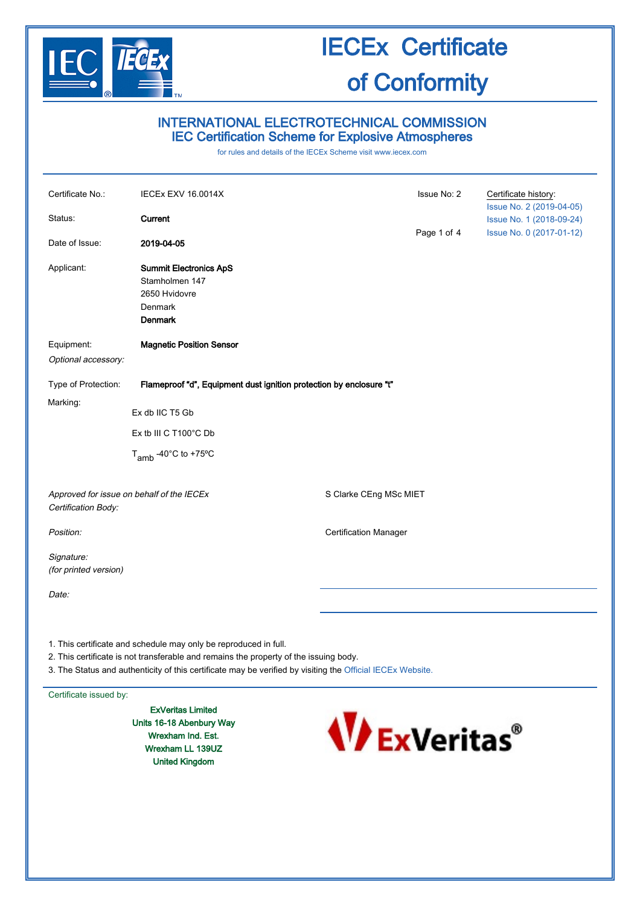# IECEx Certificate of Conformity

## INTERNATIONAL ELECTROTECHNICAL COMMISSION
## IEC Certification Scheme for Explosive Atmospheres

for rules and details of the IECEx Scheme visit www.iecex.com

| | | | |
|---|---|---|---|
| Certificate No.: | IECEx EXV 16.0014X | Issue No: 2 | Certificate history: |
| Status: | **Current** | | Issue No. 2 (2019-04-05) |
| Date of Issue: | **2019-04-05** | | Issue No. 1 (2018-09-24) |
| | | | Issue No. 0 (2017-01-12) |

Applicant: **Summit Electronics ApS**
Stamholmen 147
2650 Hvidovre
Denmark
**Denmark**

Equipment: **Magnetic Position Sensor**

*Optional accessory:*

Type of Protection: **Flameproof “d”, Equipment dust ignition protection by enclosure “t”**

Marking:

Ex db IIC T5 Gb

Ex tb III C T100°C Db

$T_{amb}$ -40°C to +75ºC

*Approved for issue on behalf of the IECEx Certification Body:* S Clarke CEng MSc MIET

*Position:* Certification Manager

*Signature:*
*(for printed version)*

*Date:*

1. This certificate and schedule may only be reproduced in full.
2. This certificate is not transferable and remains the property of the issuing body.
3. The Status and authenticity of this certificate may be verified by visiting the Official IECEx Website.

Certificate issued by:

**ExVeritas Limited**
**Units 16-18 Abenbury Way**
**Wrexham Ind. Est.**
**Wrexham LL 139UZ**
**United Kingdom**

ExVeritas®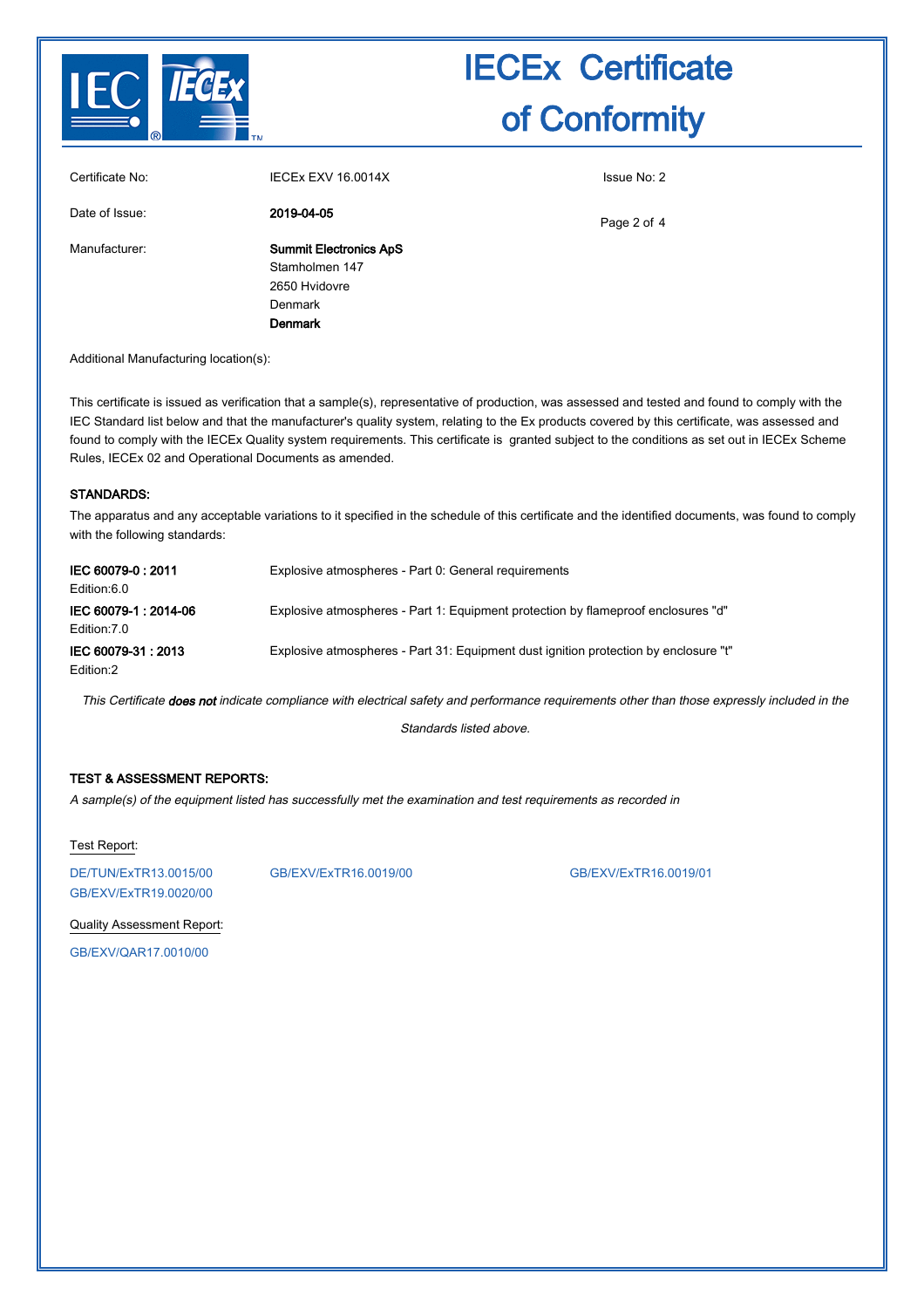# IECEx Certificate of Conformity

| | | |
|---|---|---|
| Certificate No: | IECEx EXV 16.0014X | Issue No: 2 |
| Date of Issue: | **2019-04-05** | |
| Manufacturer: | **Summit Electronics ApS**<br>Stamholmen 147<br>2650 Hvidovre<br>Denmark<br>**Denmark** | |

Additional Manufacturing location(s):

This certificate is issued as verification that a sample(s), representative of production, was assessed and tested and found to comply with the IEC Standard list below and that the manufacturer's quality system, relating to the Ex products covered by this certificate, was assessed and found to comply with the IECEx Quality system requirements. This certificate is granted subject to the conditions as set out in IECEx Scheme Rules, IECEx 02 and Operational Documents as amended.

## STANDARDS:

The apparatus and any acceptable variations to it specified in the schedule of this certificate and the identified documents, was found to comply with the following standards:

| | |
|---|---|
| **IEC 60079-0 : 2011**<br>Edition:6.0 | Explosive atmospheres - Part 0: General requirements |
| **IEC 60079-1 : 2014-06**<br>Edition:7.0 | Explosive atmospheres - Part 1: Equipment protection by flameproof enclosures "d" |
| **IEC 60079-31 : 2013**<br>Edition:2 | Explosive atmospheres - Part 31: Equipment dust ignition protection by enclosure "t" |

*This Certificate **does not** indicate compliance with electrical safety and performance requirements other than those expressly included in the Standards listed above.*

## TEST & ASSESSMENT REPORTS:

*A sample(s) of the equipment listed has successfully met the examination and test requirements as recorded in*

Test Report:

DE/TUN/ExTR13.0015/00 GB/EXV/ExTR16.0019/00 GB/EXV/ExTR16.0019/01
GB/EXV/ExTR19.0020/00

Quality Assessment Report:

GB/EXV/QAR17.0010/00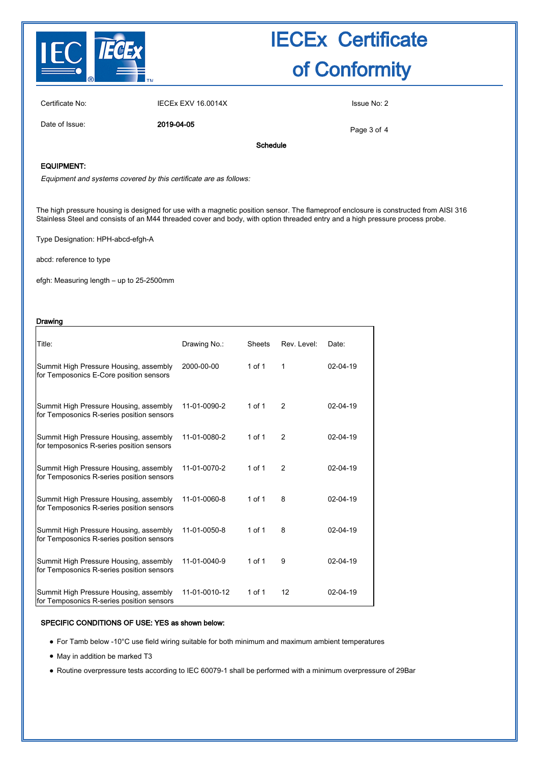# IECEx Certificate of Conformity

Certificate No: IECEx EXV 16.0014X

Issue No: 2

Date of Issue: **2019-04-05**

**Schedule**

**EQUIPMENT:**

*Equipment and systems covered by this certificate are as follows:*

The high pressure housing is designed for use with a magnetic position sensor. The flameproof enclosure is constructed from AISI 316 Stainless Steel and consists of an M44 threaded cover and body, with option threaded entry and a high pressure process probe.

Type Designation: HPH-abcd-efgh-A

abcd: reference to type

efgh: Measuring length – up to 25-2500mm

**Drawing**

| Title: | Drawing No.: | Sheets | Rev. Level: | Date: |
|---|---|---|---|---|
| Summit High Pressure Housing, assembly for Temposonics E-Core position sensors | 2000-00-00 | 1 of 1 | 1 | 02-04-19 |
| Summit High Pressure Housing, assembly for Temposonics R-series position sensors | 11-01-0090-2 | 1 of 1 | 2 | 02-04-19 |
| Summit High Pressure Housing, assembly for temposonics R-series position sensors | 11-01-0080-2 | 1 of 1 | 2 | 02-04-19 |
| Summit High Pressure Housing, assembly for Temposonics R-series position sensors | 11-01-0070-2 | 1 of 1 | 2 | 02-04-19 |
| Summit High Pressure Housing, assembly for Temposonics R-series position sensors | 11-01-0060-8 | 1 of 1 | 8 | 02-04-19 |
| Summit High Pressure Housing, assembly for Temposonics R-series position sensors | 11-01-0050-8 | 1 of 1 | 8 | 02-04-19 |
| Summit High Pressure Housing, assembly for Temposonics R-series position sensors | 11-01-0040-9 | 1 of 1 | 9 | 02-04-19 |
| Summit High Pressure Housing, assembly for Temposonics R-series position sensors | 11-01-0010-12 | 1 of 1 | 12 | 02-04-19 |

**SPECIFIC CONDITIONS OF USE: YES as shown below:**

- For Tamb below -10°C use field wiring suitable for both minimum and maximum ambient temperatures
- May in addition be marked T3
- Routine overpressure tests according to IEC 60079-1 shall be performed with a minimum overpressure of 29Bar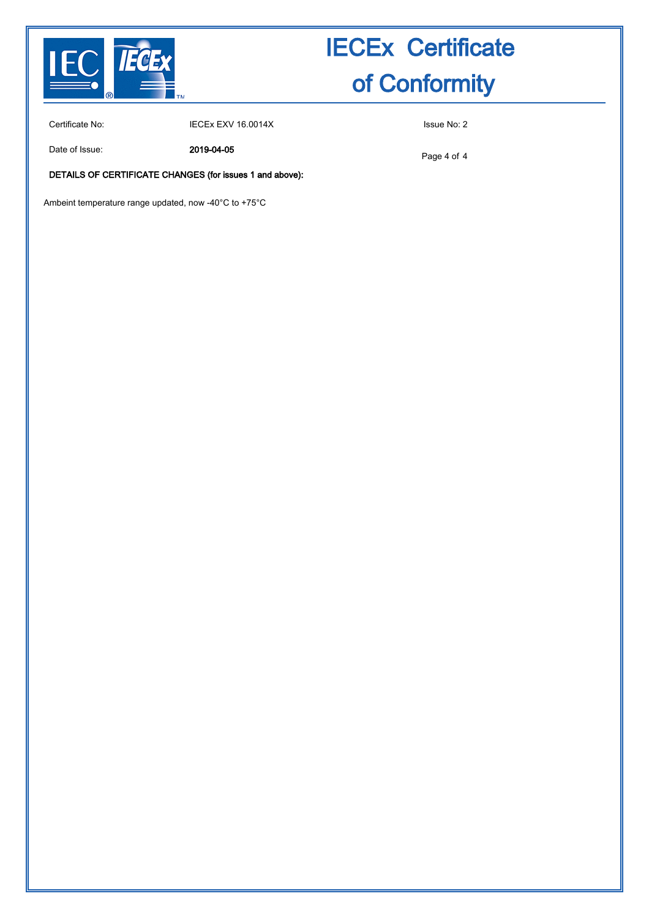# IECEx Certificate of Conformity

Certificate No: IECEx EXV 16.0014X

Issue No: 2

Date of Issue: **2019-04-05**

**DETAILS OF CERTIFICATE CHANGES (for issues 1 and above):**

Ambeint temperature range updated, now -40°C to +75°C